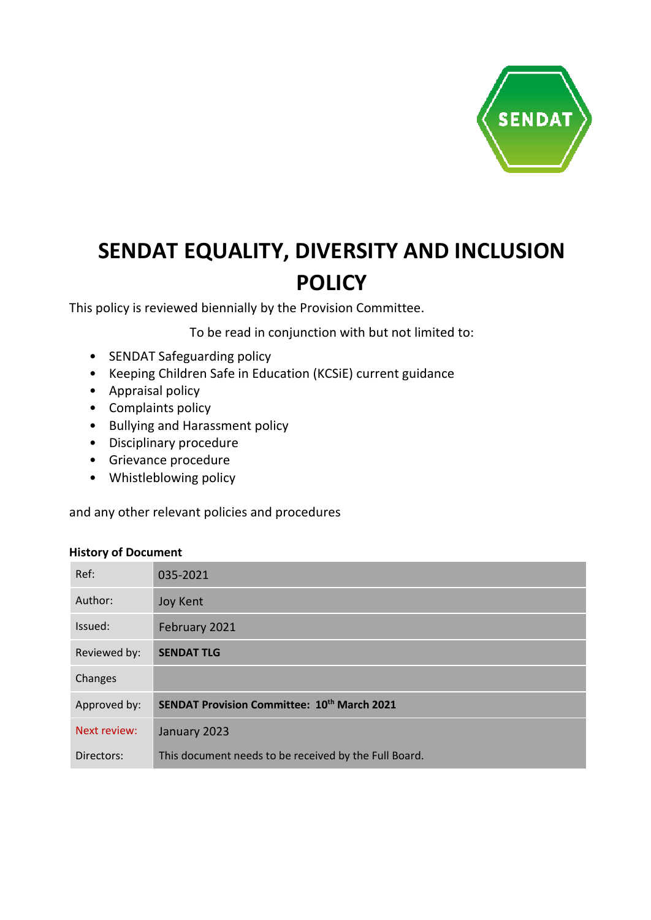# SENDAT EQUALITY, DIVERSITY AND INCLUSION POLICY

This policy is reviewed biennially by the Provision Committee.

To be read in conjunction with but not limited to:

- SENDAT Safeguarding policy
- Keeping Children Safe in Education (KCSiE) current guidance
- Appraisal policy
- Complaints policy
- Bullying and Harassment policy
- Disciplinary procedure
- Grievance procedure
- Whistleblowing policy

and any other relevant policies and procedures

**History of Document**

| | |
|---|---|
| Ref: | 035-2021 |
| Author: | Joy Kent |
| Issued: | February 2021 |
| Reviewed by: | **SENDAT TLG** |
| Changes | |
| Approved by: | **SENDAT Provision Committee: 10th March 2021** |
| Next review: | January 2023 |
| Directors: | This document needs to be received by the Full Board. |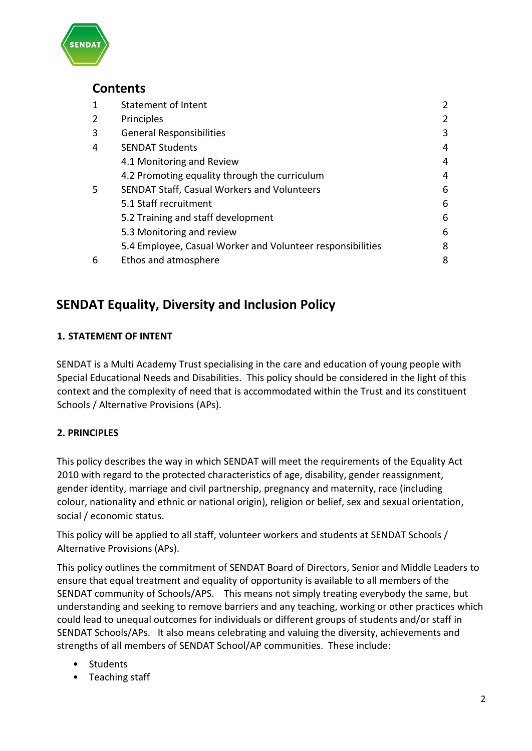## Contents

| | | |
|---|---|---|
| 1 | Statement of Intent | 2 |
| 2 | Principles | 2 |
| 3 | General Responsibilities | 3 |
| 4 | SENDAT Students | 4 |
| | 4.1 Monitoring and Review | 4 |
| | 4.2 Promoting equality through the curriculum | 4 |
| 5 | SENDAT Staff, Casual Workers and Volunteers | 6 |
| | 5.1 Staff recruitment | 6 |
| | 5.2 Training and staff development | 6 |
| | 5.3 Monitoring and review | 6 |
| | 5.4 Employee, Casual Worker and Volunteer responsibilities | 8 |
| 6 | Ethos and atmosphere | 8 |

# SENDAT Equality, Diversity and Inclusion Policy

### 1. STATEMENT OF INTENT

SENDAT is a Multi Academy Trust specialising in the care and education of young people with Special Educational Needs and Disabilities. This policy should be considered in the light of this context and the complexity of need that is accommodated within the Trust and its constituent Schools / Alternative Provisions (APs).

### 2. PRINCIPLES

This policy describes the way in which SENDAT will meet the requirements of the Equality Act 2010 with regard to the protected characteristics of age, disability, gender reassignment, gender identity, marriage and civil partnership, pregnancy and maternity, race (including colour, nationality and ethnic or national origin), religion or belief, sex and sexual orientation, social / economic status.

This policy will be applied to all staff, volunteer workers and students at SENDAT Schools / Alternative Provisions (APs).

This policy outlines the commitment of SENDAT Board of Directors, Senior and Middle Leaders to ensure that equal treatment and equality of opportunity is available to all members of the SENDAT community of Schools/APS. This means not simply treating everybody the same, but understanding and seeking to remove barriers and any teaching, working or other practices which could lead to unequal outcomes for individuals or different groups of students and/or staff in SENDAT Schools/APs. It also means celebrating and valuing the diversity, achievements and strengths of all members of SENDAT School/AP communities. These include:

- Students
- Teaching staff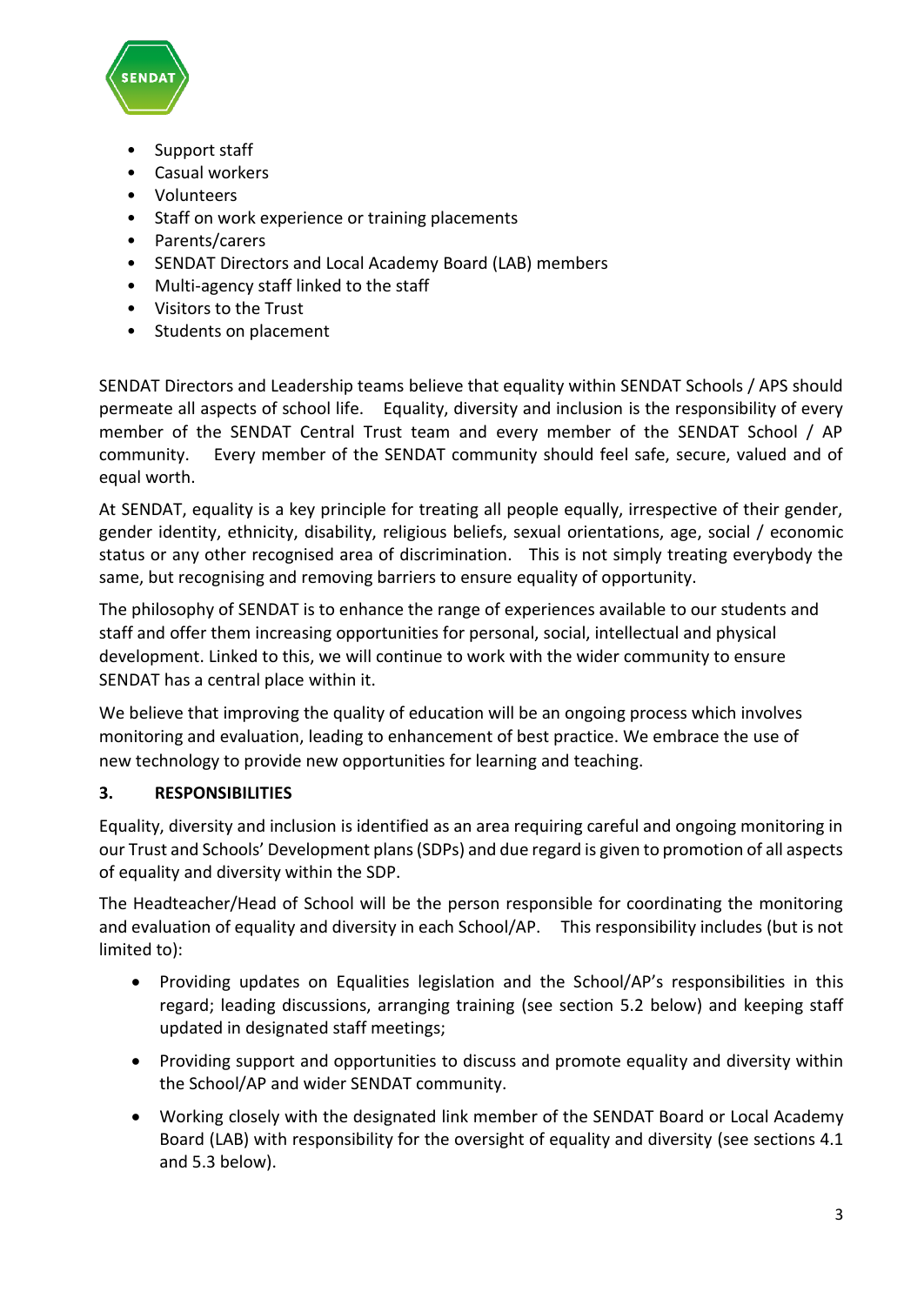- Support staff
- Casual workers
- Volunteers
- Staff on work experience or training placements
- Parents/carers
- SENDAT Directors and Local Academy Board (LAB) members
- Multi-agency staff linked to the staff
- Visitors to the Trust
- Students on placement

SENDAT Directors and Leadership teams believe that equality within SENDAT Schools / APS should permeate all aspects of school life. Equality, diversity and inclusion is the responsibility of every member of the SENDAT Central Trust team and every member of the SENDAT School / AP community. Every member of the SENDAT community should feel safe, secure, valued and of equal worth.

At SENDAT, equality is a key principle for treating all people equally, irrespective of their gender, gender identity, ethnicity, disability, religious beliefs, sexual orientations, age, social / economic status or any other recognised area of discrimination. This is not simply treating everybody the same, but recognising and removing barriers to ensure equality of opportunity.

The philosophy of SENDAT is to enhance the range of experiences available to our students and staff and offer them increasing opportunities for personal, social, intellectual and physical development. Linked to this, we will continue to work with the wider community to ensure SENDAT has a central place within it.

We believe that improving the quality of education will be an ongoing process which involves monitoring and evaluation, leading to enhancement of best practice. We embrace the use of new technology to provide new opportunities for learning and teaching.

## 3. RESPONSIBILITIES

Equality, diversity and inclusion is identified as an area requiring careful and ongoing monitoring in our Trust and Schools' Development plans (SDPs) and due regard is given to promotion of all aspects of equality and diversity within the SDP.

The Headteacher/Head of School will be the person responsible for coordinating the monitoring and evaluation of equality and diversity in each School/AP. This responsibility includes (but is not limited to):

- Providing updates on Equalities legislation and the School/AP's responsibilities in this regard; leading discussions, arranging training (see section 5.2 below) and keeping staff updated in designated staff meetings;
- Providing support and opportunities to discuss and promote equality and diversity within the School/AP and wider SENDAT community.
- Working closely with the designated link member of the SENDAT Board or Local Academy Board (LAB) with responsibility for the oversight of equality and diversity (see sections 4.1 and 5.3 below).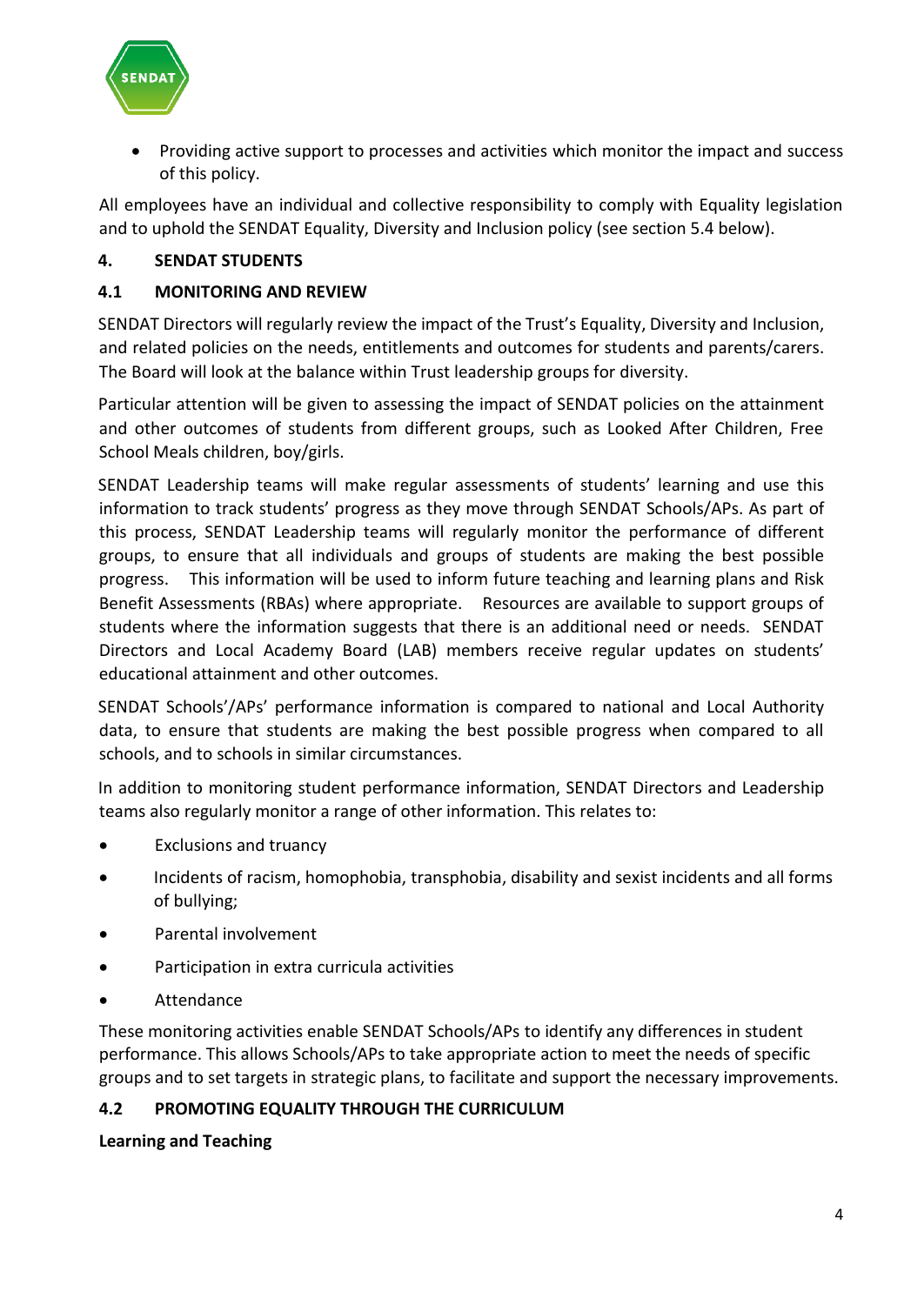- Providing active support to processes and activities which monitor the impact and success of this policy.

All employees have an individual and collective responsibility to comply with Equality legislation and to uphold the SENDAT Equality, Diversity and Inclusion policy (see section 5.4 below).

## 4. SENDAT STUDENTS

### 4.1 MONITORING AND REVIEW

SENDAT Directors will regularly review the impact of the Trust's Equality, Diversity and Inclusion, and related policies on the needs, entitlements and outcomes for students and parents/carers. The Board will look at the balance within Trust leadership groups for diversity.

Particular attention will be given to assessing the impact of SENDAT policies on the attainment and other outcomes of students from different groups, such as Looked After Children, Free School Meals children, boy/girls.

SENDAT Leadership teams will make regular assessments of students' learning and use this information to track students' progress as they move through SENDAT Schools/APs. As part of this process, SENDAT Leadership teams will regularly monitor the performance of different groups, to ensure that all individuals and groups of students are making the best possible progress. This information will be used to inform future teaching and learning plans and Risk Benefit Assessments (RBAs) where appropriate. Resources are available to support groups of students where the information suggests that there is an additional need or needs. SENDAT Directors and Local Academy Board (LAB) members receive regular updates on students' educational attainment and other outcomes.

SENDAT Schools'/APs' performance information is compared to national and Local Authority data, to ensure that students are making the best possible progress when compared to all schools, and to schools in similar circumstances.

In addition to monitoring student performance information, SENDAT Directors and Leadership teams also regularly monitor a range of other information. This relates to:

- Exclusions and truancy
- Incidents of racism, homophobia, transphobia, disability and sexist incidents and all forms of bullying;
- Parental involvement
- Participation in extra curricula activities
- Attendance

These monitoring activities enable SENDAT Schools/APs to identify any differences in student performance. This allows Schools/APs to take appropriate action to meet the needs of specific groups and to set targets in strategic plans, to facilitate and support the necessary improvements.

### 4.2 PROMOTING EQUALITY THROUGH THE CURRICULUM

**Learning and Teaching**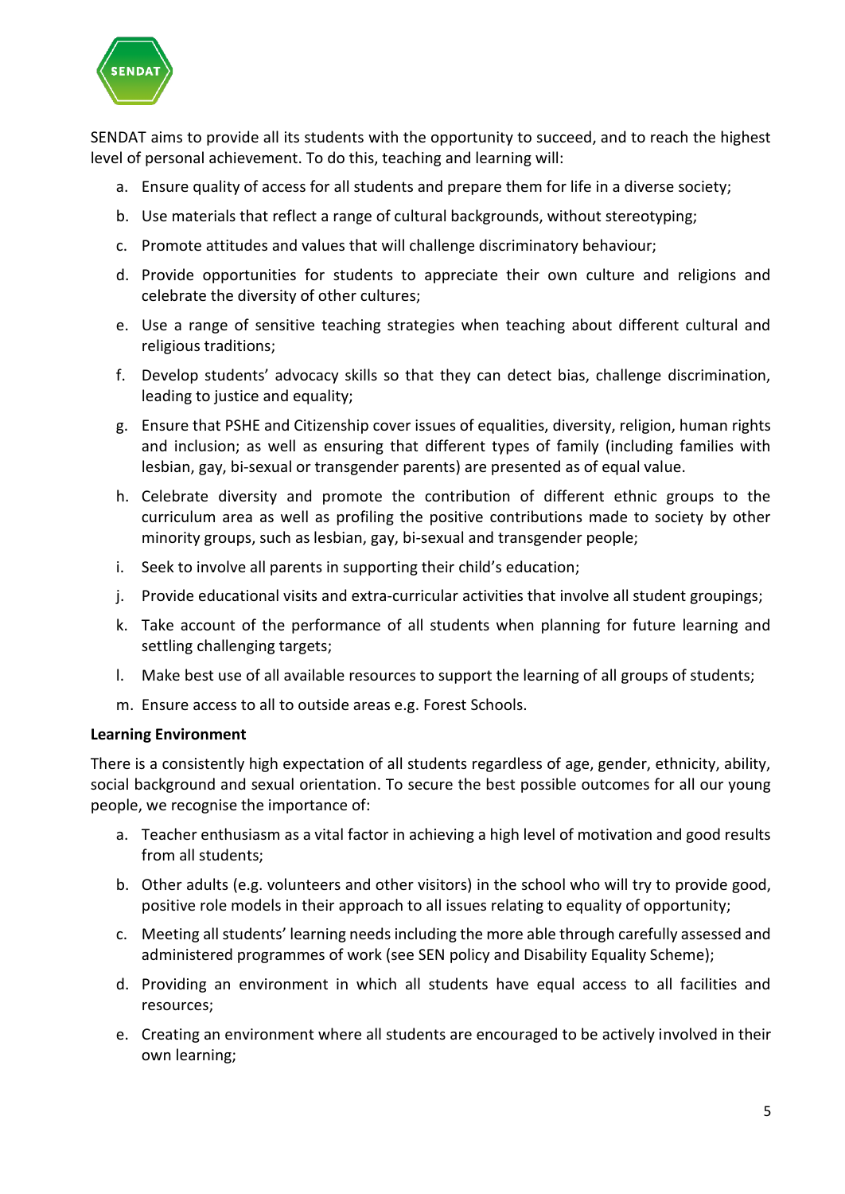SENDAT aims to provide all its students with the opportunity to succeed, and to reach the highest level of personal achievement. To do this, teaching and learning will:

a. Ensure quality of access for all students and prepare them for life in a diverse society;

b. Use materials that reflect a range of cultural backgrounds, without stereotyping;

c. Promote attitudes and values that will challenge discriminatory behaviour;

d. Provide opportunities for students to appreciate their own culture and religions and celebrate the diversity of other cultures;

e. Use a range of sensitive teaching strategies when teaching about different cultural and religious traditions;

f. Develop students' advocacy skills so that they can detect bias, challenge discrimination, leading to justice and equality;

g. Ensure that PSHE and Citizenship cover issues of equalities, diversity, religion, human rights and inclusion; as well as ensuring that different types of family (including families with lesbian, gay, bi-sexual or transgender parents) are presented as of equal value.

h. Celebrate diversity and promote the contribution of different ethnic groups to the curriculum area as well as profiling the positive contributions made to society by other minority groups, such as lesbian, gay, bi-sexual and transgender people;

i. Seek to involve all parents in supporting their child's education;

j. Provide educational visits and extra-curricular activities that involve all student groupings;

k. Take account of the performance of all students when planning for future learning and settling challenging targets;

l. Make best use of all available resources to support the learning of all groups of students;

m. Ensure access to all to outside areas e.g. Forest Schools.

**Learning Environment**

There is a consistently high expectation of all students regardless of age, gender, ethnicity, ability, social background and sexual orientation. To secure the best possible outcomes for all our young people, we recognise the importance of:

a. Teacher enthusiasm as a vital factor in achieving a high level of motivation and good results from all students;

b. Other adults (e.g. volunteers and other visitors) in the school who will try to provide good, positive role models in their approach to all issues relating to equality of opportunity;

c. Meeting all students' learning needs including the more able through carefully assessed and administered programmes of work (see SEN policy and Disability Equality Scheme);

d. Providing an environment in which all students have equal access to all facilities and resources;

e. Creating an environment where all students are encouraged to be actively involved in their own learning;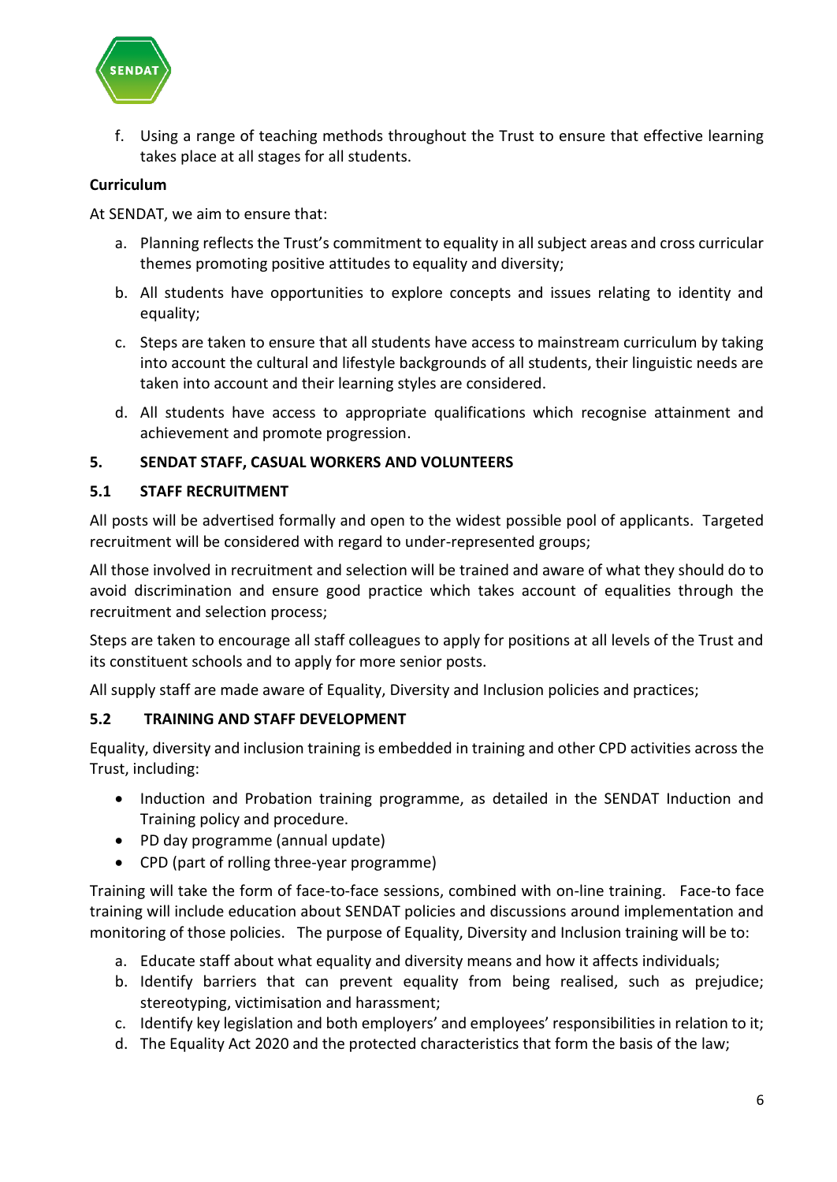f. Using a range of teaching methods throughout the Trust to ensure that effective learning takes place at all stages for all students.

**Curriculum**

At SENDAT, we aim to ensure that:

a. Planning reflects the Trust's commitment to equality in all subject areas and cross curricular themes promoting positive attitudes to equality and diversity;

b. All students have opportunities to explore concepts and issues relating to identity and equality;

c. Steps are taken to ensure that all students have access to mainstream curriculum by taking into account the cultural and lifestyle backgrounds of all students, their linguistic needs are taken into account and their learning styles are considered.

d. All students have access to appropriate qualifications which recognise attainment and achievement and promote progression.

## 5. SENDAT STAFF, CASUAL WORKERS AND VOLUNTEERS

### 5.1 STAFF RECRUITMENT

All posts will be advertised formally and open to the widest possible pool of applicants. Targeted recruitment will be considered with regard to under-represented groups;

All those involved in recruitment and selection will be trained and aware of what they should do to avoid discrimination and ensure good practice which takes account of equalities through the recruitment and selection process;

Steps are taken to encourage all staff colleagues to apply for positions at all levels of the Trust and its constituent schools and to apply for more senior posts.

All supply staff are made aware of Equality, Diversity and Inclusion policies and practices;

### 5.2 TRAINING AND STAFF DEVELOPMENT

Equality, diversity and inclusion training is embedded in training and other CPD activities across the Trust, including:

- Induction and Probation training programme, as detailed in the SENDAT Induction and Training policy and procedure.
- PD day programme (annual update)
- CPD (part of rolling three-year programme)

Training will take the form of face-to-face sessions, combined with on-line training. Face-to face training will include education about SENDAT policies and discussions around implementation and monitoring of those policies. The purpose of Equality, Diversity and Inclusion training will be to:

a. Educate staff about what equality and diversity means and how it affects individuals;
b. Identify barriers that can prevent equality from being realised, such as prejudice; stereotyping, victimisation and harassment;
c. Identify key legislation and both employers' and employees' responsibilities in relation to it;
d. The Equality Act 2020 and the protected characteristics that form the basis of the law;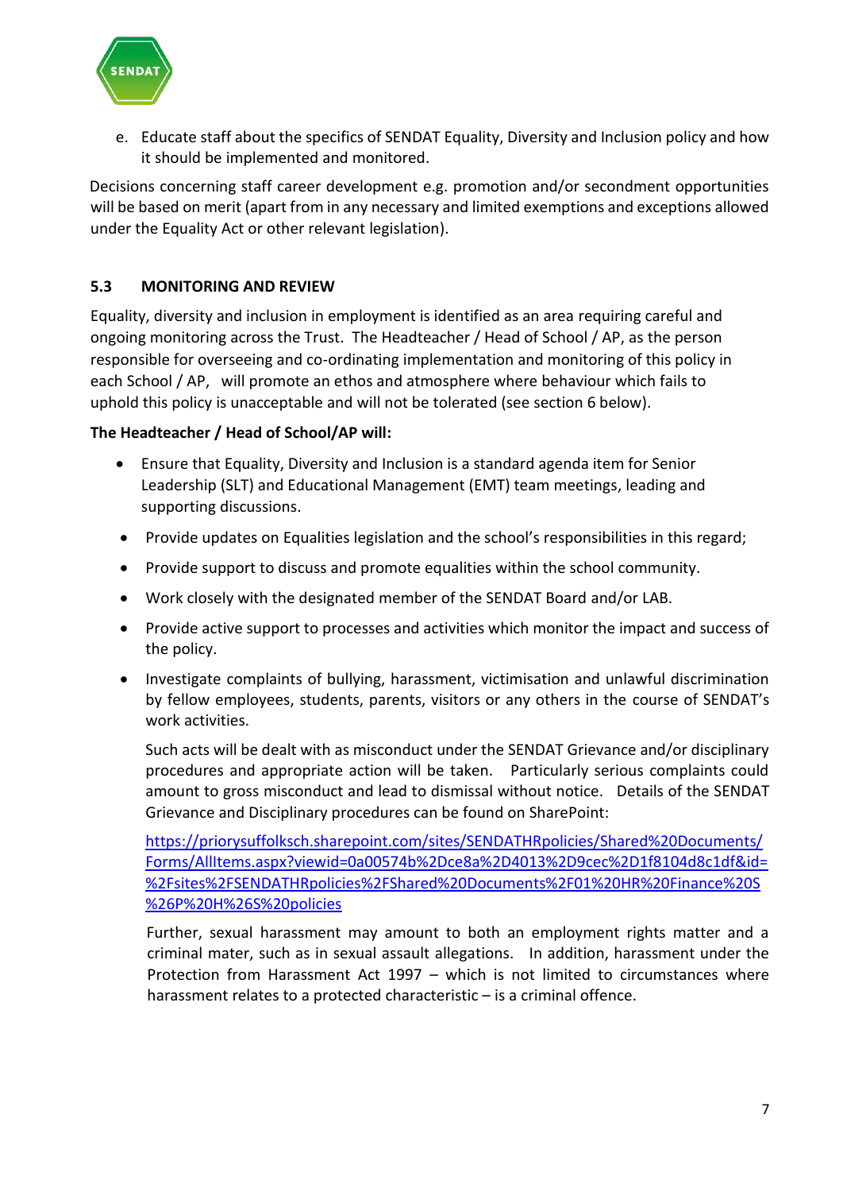e. Educate staff about the specifics of SENDAT Equality, Diversity and Inclusion policy and how it should be implemented and monitored.

Decisions concerning staff career development e.g. promotion and/or secondment opportunities will be based on merit (apart from in any necessary and limited exemptions and exceptions allowed under the Equality Act or other relevant legislation).

### 5.3 MONITORING AND REVIEW

Equality, diversity and inclusion in employment is identified as an area requiring careful and ongoing monitoring across the Trust. The Headteacher / Head of School / AP, as the person responsible for overseeing and co-ordinating implementation and monitoring of this policy in each School / AP, will promote an ethos and atmosphere where behaviour which fails to uphold this policy is unacceptable and will not be tolerated (see section 6 below).

**The Headteacher / Head of School/AP will:**

- Ensure that Equality, Diversity and Inclusion is a standard agenda item for Senior Leadership (SLT) and Educational Management (EMT) team meetings, leading and supporting discussions.
- Provide updates on Equalities legislation and the school's responsibilities in this regard;
- Provide support to discuss and promote equalities within the school community.
- Work closely with the designated member of the SENDAT Board and/or LAB.
- Provide active support to processes and activities which monitor the impact and success of the policy.
- Investigate complaints of bullying, harassment, victimisation and unlawful discrimination by fellow employees, students, parents, visitors or any others in the course of SENDAT's work activities.

  Such acts will be dealt with as misconduct under the SENDAT Grievance and/or disciplinary procedures and appropriate action will be taken. Particularly serious complaints could amount to gross misconduct and lead to dismissal without notice. Details of the SENDAT Grievance and Disciplinary procedures can be found on SharePoint:

  https://priorysuffolksch.sharepoint.com/sites/SENDATHRpolicies/Shared%20Documents/Forms/AllItems.aspx?viewid=0a00574b%2Dce8a%2D4013%2D9cec%2D1f8104d8c1df&id=%2Fsites%2FSENDATHRpolicies%2FShared%20Documents%2F01%20HR%20Finance%20S%26P%20H%26S%20policies

  Further, sexual harassment may amount to both an employment rights matter and a criminal mater, such as in sexual assault allegations. In addition, harassment under the Protection from Harassment Act 1997 – which is not limited to circumstances where harassment relates to a protected characteristic – is a criminal offence.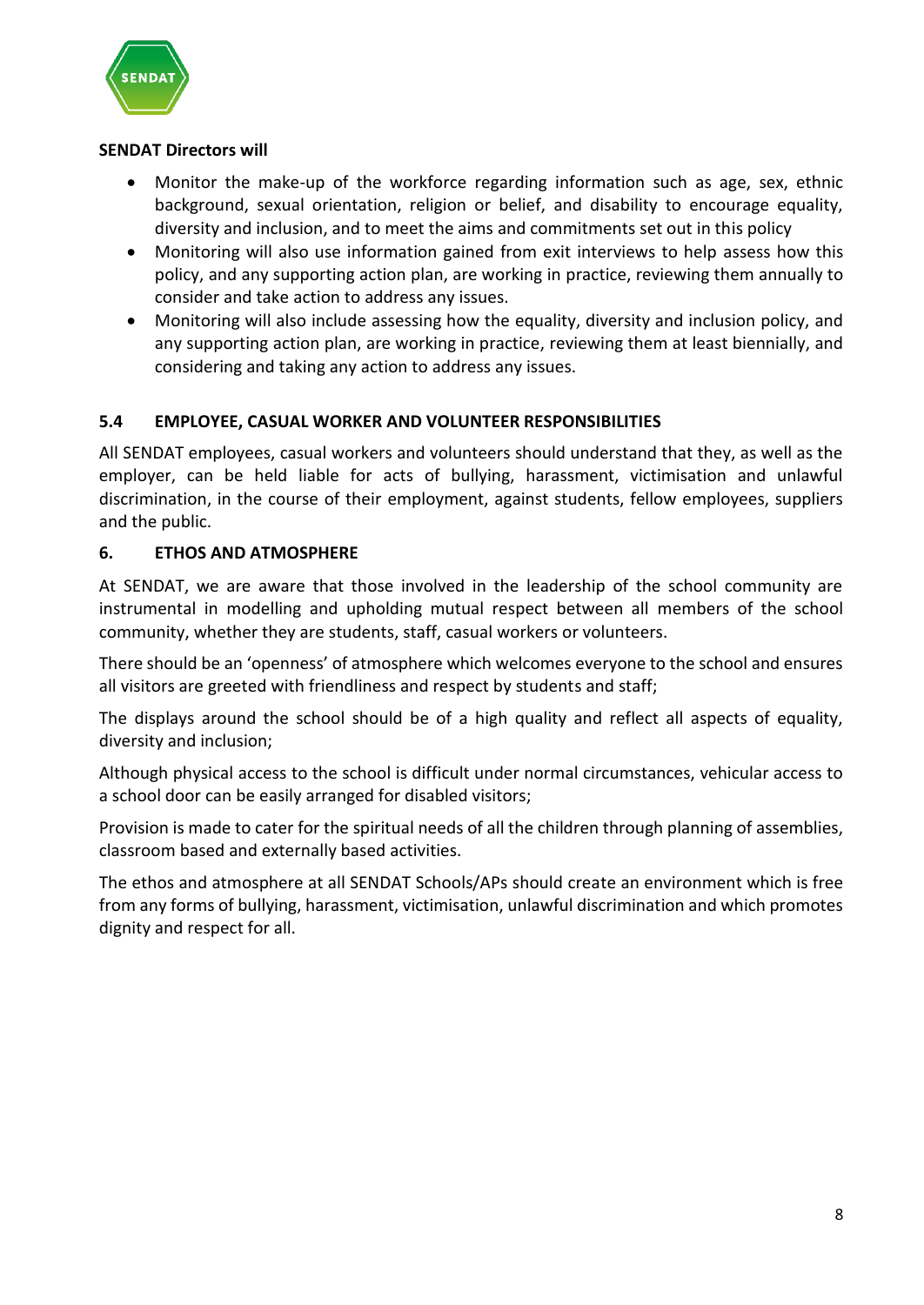**SENDAT Directors will**

- Monitor the make-up of the workforce regarding information such as age, sex, ethnic background, sexual orientation, religion or belief, and disability to encourage equality, diversity and inclusion, and to meet the aims and commitments set out in this policy
- Monitoring will also use information gained from exit interviews to help assess how this policy, and any supporting action plan, are working in practice, reviewing them annually to consider and take action to address any issues.
- Monitoring will also include assessing how the equality, diversity and inclusion policy, and any supporting action plan, are working in practice, reviewing them at least biennially, and considering and taking any action to address any issues.

### 5.4 EMPLOYEE, CASUAL WORKER AND VOLUNTEER RESPONSIBILITIES

All SENDAT employees, casual workers and volunteers should understand that they, as well as the employer, can be held liable for acts of bullying, harassment, victimisation and unlawful discrimination, in the course of their employment, against students, fellow employees, suppliers and the public.

## 6. ETHOS AND ATMOSPHERE

At SENDAT, we are aware that those involved in the leadership of the school community are instrumental in modelling and upholding mutual respect between all members of the school community, whether they are students, staff, casual workers or volunteers.

There should be an 'openness' of atmosphere which welcomes everyone to the school and ensures all visitors are greeted with friendliness and respect by students and staff;

The displays around the school should be of a high quality and reflect all aspects of equality, diversity and inclusion;

Although physical access to the school is difficult under normal circumstances, vehicular access to a school door can be easily arranged for disabled visitors;

Provision is made to cater for the spiritual needs of all the children through planning of assemblies, classroom based and externally based activities.

The ethos and atmosphere at all SENDAT Schools/APs should create an environment which is free from any forms of bullying, harassment, victimisation, unlawful discrimination and which promotes dignity and respect for all.